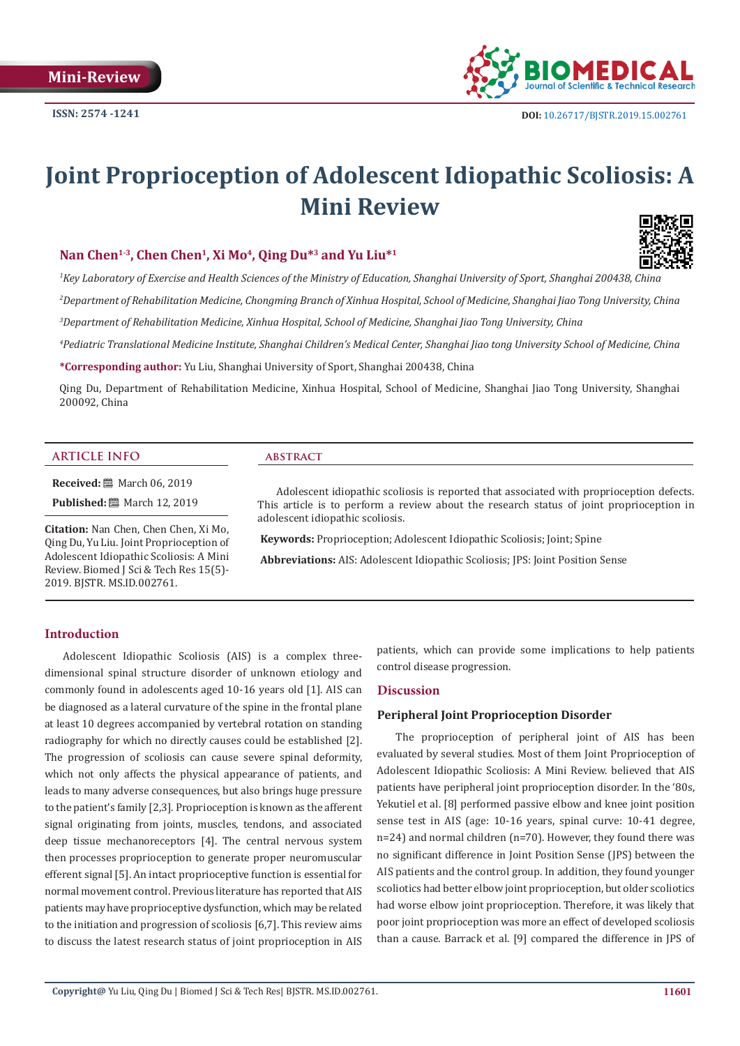Mini-Review

ISSN: 2574 -1241

DOI: 10.26717/BJSTR.2019.15.002761

# Joint Proprioception of Adolescent Idiopathic Scoliosis: A Mini Review

**Nan Chen[1-3], Chen Chen[1], Xi Mo[4], Qing Du*[3] and Yu Liu*[1]**

*[1]Key Laboratory of Exercise and Health Sciences of the Ministry of Education, Shanghai University of Sport, Shanghai 200438, China*

*[2]Department of Rehabilitation Medicine, Chongming Branch of Xinhua Hospital, School of Medicine, Shanghai Jiao Tong University, China*

*[3]Department of Rehabilitation Medicine, Xinhua Hospital, School of Medicine, Shanghai Jiao Tong University, China*

*[4]Pediatric Translational Medicine Institute, Shanghai Children's Medical Center, Shanghai Jiao tong University School of Medicine, China*

**\*Corresponding author:** Yu Liu, Shanghai University of Sport, Shanghai 200438, China

Qing Du, Department of Rehabilitation Medicine, Xinhua Hospital, School of Medicine, Shanghai Jiao Tong University, Shanghai 200092, China

## ARTICLE INFO

**Received:** March 06, 2019

**Published:** March 12, 2019

**Citation:** Nan Chen, Chen Chen, Xi Mo, Qing Du, Yu Liu. Joint Proprioception of Adolescent Idiopathic Scoliosis: A Mini Review. Biomed J Sci & Tech Res 15(5)-2019. BJSTR. MS.ID.002761.

## ABSTRACT

Adolescent idiopathic scoliosis is reported that associated with proprioception defects. This article is to perform a review about the research status of joint proprioception in adolescent idiopathic scoliosis.

**Keywords:** Proprioception; Adolescent Idiopathic Scoliosis; Joint; Spine

**Abbreviations:** AIS: Adolescent Idiopathic Scoliosis; JPS: Joint Position Sense

## Introduction

Adolescent Idiopathic Scoliosis (AIS) is a complex three-dimensional spinal structure disorder of unknown etiology and commonly found in adolescents aged 10-16 years old [1]. AIS can be diagnosed as a lateral curvature of the spine in the frontal plane at least 10 degrees accompanied by vertebral rotation on standing radiography for which no directly causes could be established [2]. The progression of scoliosis can cause severe spinal deformity, which not only affects the physical appearance of patients, and leads to many adverse consequences, but also brings huge pressure to the patient's family [2,3]. Proprioception is known as the afferent signal originating from joints, muscles, tendons, and associated deep tissue mechanoreceptors [4]. The central nervous system then processes proprioception to generate proper neuromuscular efferent signal [5]. An intact proprioceptive function is essential for normal movement control. Previous literature has reported that AIS patients may have proprioceptive dysfunction, which may be related to the initiation and progression of scoliosis [6,7]. This review aims to discuss the latest research status of joint proprioception in AIS patients, which can provide some implications to help patients control disease progression.

## Discussion

### Peripheral Joint Proprioception Disorder

The proprioception of peripheral joint of AIS has been evaluated by several studies. Most of them Joint Proprioception of Adolescent Idiopathic Scoliosis: A Mini Review. believed that AIS patients have peripheral joint proprioception disorder. In the '80s, Yekutiel et al. [8] performed passive elbow and knee joint position sense test in AIS (age: 10-16 years, spinal curve: 10-41 degree, n=24) and normal children (n=70). However, they found there was no significant difference in Joint Position Sense (JPS) between the AIS patients and the control group. In addition, they found younger scoliotics had better elbow joint proprioception, but older scoliotics had worse elbow joint proprioception. Therefore, it was likely that poor joint proprioception was more an effect of developed scoliosis than a cause. Barrack et al. [9] compared the difference in JPS of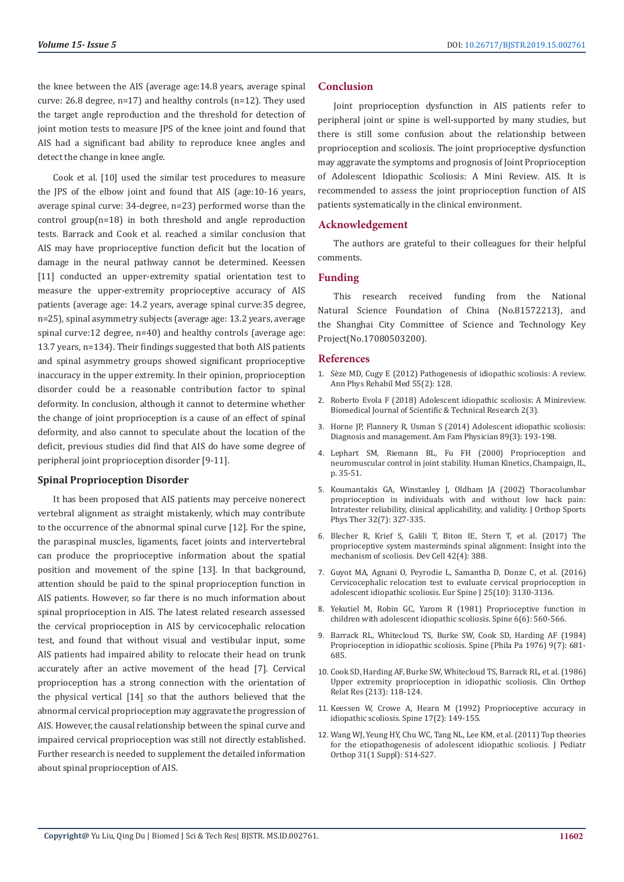the knee between the AIS (average age:14.8 years, average spinal curve: 26.8 degree, n=17) and healthy controls (n=12). They used the target angle reproduction and the threshold for detection of joint motion tests to measure JPS of the knee joint and found that AIS had a significant bad ability to reproduce knee angles and detect the change in knee angle.

Cook et al. [10] used the similar test procedures to measure the JPS of the elbow joint and found that AIS (age:10-16 years, average spinal curve: 34-degree, n=23) performed worse than the control group(n=18) in both threshold and angle reproduction tests. Barrack and Cook et al. reached a similar conclusion that AIS may have proprioceptive function deficit but the location of damage in the neural pathway cannot be determined. Keessen [11] conducted an upper-extremity spatial orientation test to measure the upper-extremity proprioceptive accuracy of AIS patients (average age: 14.2 years, average spinal curve:35 degree, n=25), spinal asymmetry subjects (average age: 13.2 years, average spinal curve:12 degree, n=40) and healthy controls (average age: 13.7 years, n=134). Their findings suggested that both AIS patients and spinal asymmetry groups showed significant proprioceptive inaccuracy in the upper extremity. In their opinion, proprioception disorder could be a reasonable contribution factor to spinal deformity. In conclusion, although it cannot to determine whether the change of joint proprioception is a cause of an effect of spinal deformity, and also cannot to speculate about the location of the deficit, previous studies did find that AIS do have some degree of peripheral joint proprioception disorder [9-11].

### Spinal Proprioception Disorder

It has been proposed that AIS patients may perceive nonerect vertebral alignment as straight mistakenly, which may contribute to the occurrence of the abnormal spinal curve [12]. For the spine, the paraspinal muscles, ligaments, facet joints and intervertebral can produce the proprioceptive information about the spatial position and movement of the spine [13]. In that background, attention should be paid to the spinal proprioception function in AIS patients. However, so far there is no much information about spinal proprioception in AIS. The latest related research assessed the cervical proprioception in AIS by cervicocephalic relocation test, and found that without visual and vestibular input, some AIS patients had impaired ability to relocate their head on trunk accurately after an active movement of the head [7]. Cervical proprioception has a strong connection with the orientation of the physical vertical [14] so that the authors believed that the abnormal cervical proprioception may aggravate the progression of AIS. However, the causal relationship between the spinal curve and impaired cervical proprioception was still not directly established. Further research is needed to supplement the detailed information about spinal proprioception of AIS.

## Conclusion

Joint proprioception dysfunction in AIS patients refer to peripheral joint or spine is well-supported by many studies, but there is still some confusion about the relationship between proprioception and scoliosis. The joint proprioceptive dysfunction may aggravate the symptoms and prognosis of Joint Proprioception of Adolescent Idiopathic Scoliosis: A Mini Review. AIS. It is recommended to assess the joint proprioception function of AIS patients systematically in the clinical environment.

## Acknowledgement

The authors are grateful to their colleagues for their helpful comments.

## Funding

This research received funding from the National Natural Science Foundation of China (No.81572213), and the Shanghai City Committee of Science and Technology Key Project(No.17080503200).

## References

1. Sèze MD, Cugy E (2012) Pathogenesis of idiopathic scoliosis: A review. Ann Phys Rehabil Med 55(2): 128.
2. Roberto Evola F (2018) Adolescent idiopathic scoliosis: A Minireview. Biomedical Journal of Scientific & Technical Research 2(3).
3. Horne JP, Flannery R, Usman S (2014) Adolescent idiopathic scoliosis: Diagnosis and management. Am Fam Physician 89(3): 193-198.
4. Lephart SM, Riemann BL, Fu FH (2000) Proprioception and neuromuscular control in joint stability. Human Kinetics, Champaign, IL, p. 35-51.
5. Koumantakis GA, Winstanley J, Oldham JA (2002) Thoracolumbar proprioception in individuals with and without low back pain: Intratester reliability, clinical applicability, and validity. J Orthop Sports Phys Ther 32(7): 327-335.
6. Blecher R, Krief S, Galili T, Biton IE, Stern T, et al. (2017) The proprioceptive system masterminds spinal alignment: Insight into the mechanism of scoliosis. Dev Cell 42(4): 388.
7. Guyot MA, Agnani O, Peyrodie L, Samantha D, Donze C, et al. (2016) Cervicocephalic relocation test to evaluate cervical proprioception in adolescent idiopathic scoliosis. Eur Spine J 25(10): 3130-3136.
8. Yekutiel M, Robin GC, Yarom R (1981) Proprioceptive function in children with adolescent idiopathic scoliosis. Spine 6(6): 560-566.
9. Barrack RL, Whitecloud TS, Burke SW, Cook SD, Harding AF (1984) Proprioception in idiopathic scoliosis. Spine (Phila Pa 1976) 9(7): 681-685.
10. Cook SD, Harding AF, Burke SW, Whitecloud TS, Barrack RL, et al. (1986) Upper extremity proprioception in idiopathic scoliosis. Clin Orthop Relat Res (213): 118-124.
11. Keessen W, Crowe A, Hearn M (1992) Proprioceptive accuracy in idiopathic scoliosis. Spine 17(2): 149-155.
12. Wang WJ, Yeung HY, Chu WC, Tang NL, Lee KM, et al. (2011) Top theories for the etiopathogenesis of adolescent idiopathic scoliosis. J Pediatr Orthop 31(1 Suppl): S14-S27.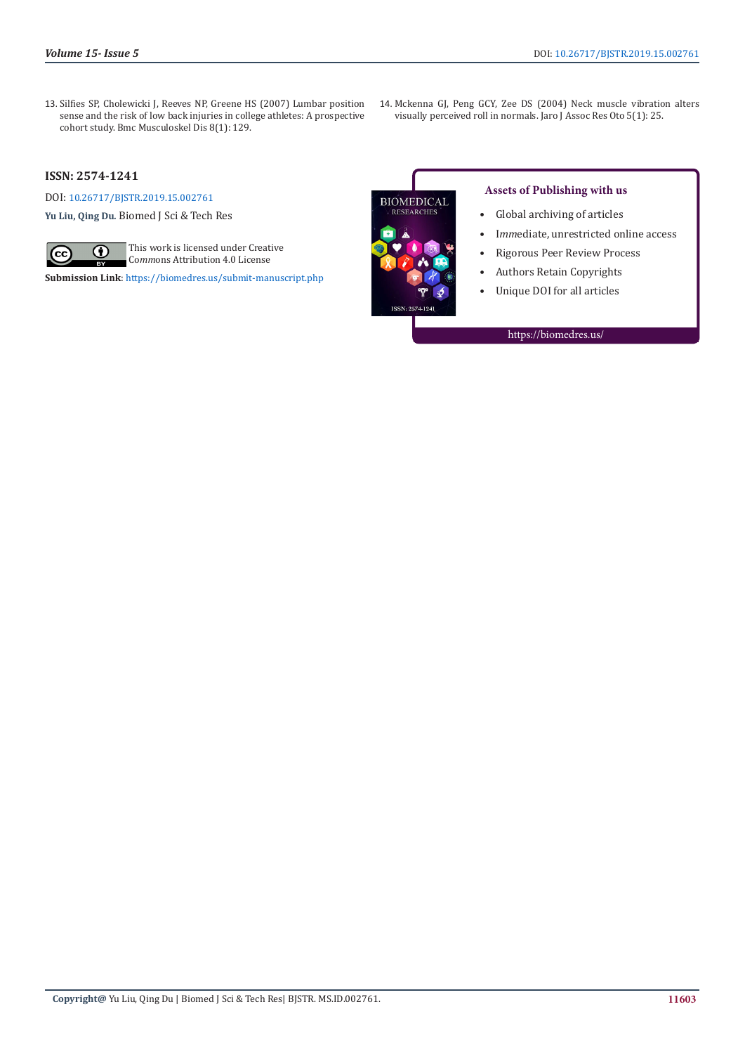13. Silfies SP, Cholewicki J, Reeves NP, Greene HS (2007) Lumbar position sense and the risk of low back injuries in college athletes: A prospective cohort study. Bmc Musculoskel Dis 8(1): 129.

14. Mckenna GJ, Peng GCY, Zee DS (2004) Neck muscle vibration alters visually perceived roll in normals. Jaro J Assoc Res Oto 5(1): 25.

**ISSN: 2574-1241**

DOI: 10.26717/BJSTR.2019.15.002761

**Yu Liu, Qing Du.** Biomed J Sci & Tech Res

This work is licensed under Creative Commons Attribution 4.0 License

**Submission Link**: https://biomedres.us/submit-manuscript.php

**Assets of Publishing with us**

- Global archiving of articles
- Immediate, unrestricted online access
- Rigorous Peer Review Process
- Authors Retain Copyrights
- Unique DOI for all articles

https://biomedres.us/